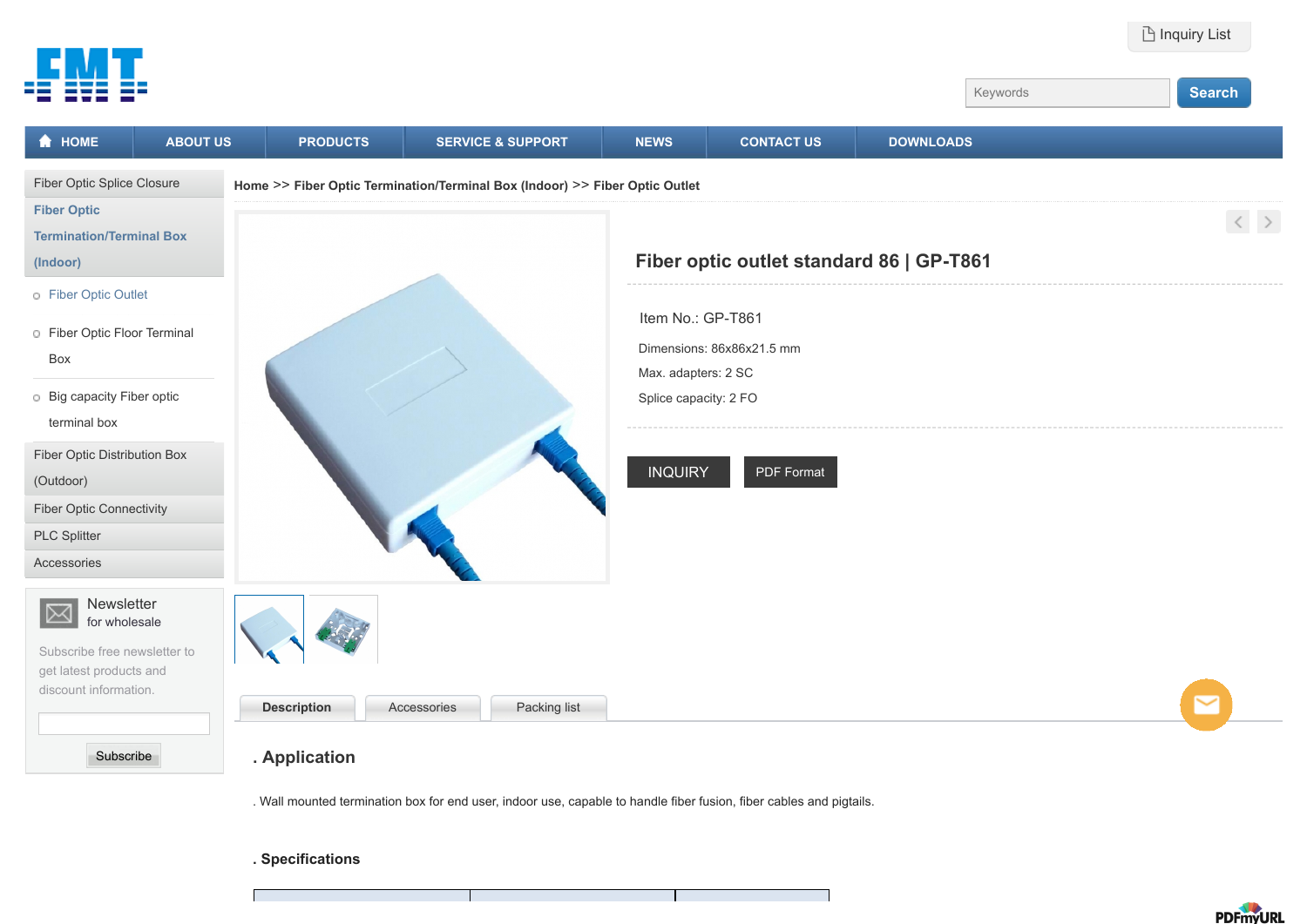Inquiry List

Search

- HOME
- ABOUT US
- PRODUCTS
- SERVICE & SUPPORT
- NEWS
- CONTACT US
- DOWNLOADS

- Fiber Optic Splice Closure
- **Fiber Optic Termination/Terminal Box (Indoor)**
  - Fiber Optic Outlet
  - Fiber Optic Floor Terminal Box
  - Big capacity Fiber optic terminal box
- Fiber Optic Distribution Box (Outdoor)
- Fiber Optic Connectivity
- PLC Splitter
- Accessories

Newsletter
for wholesale

Subscribe free newsletter to get latest products and discount information.

Subscribe

**Home >> Fiber Optic Termination/Terminal Box (Indoor) >> Fiber Optic Outlet**

## Fiber optic outlet standard 86 | GP-T861

Item No.: GP-T861

Dimensions: 86x86x21.5 mm

Max. adapters: 2 SC

Splice capacity: 2 FO

INQUIRY

PDF Format

**Description** | Accessories | Packing list

## . Application

. Wall mounted termination box for end user, indoor use, capable to handle fiber fusion, fiber cables and pigtails.

### . Specifications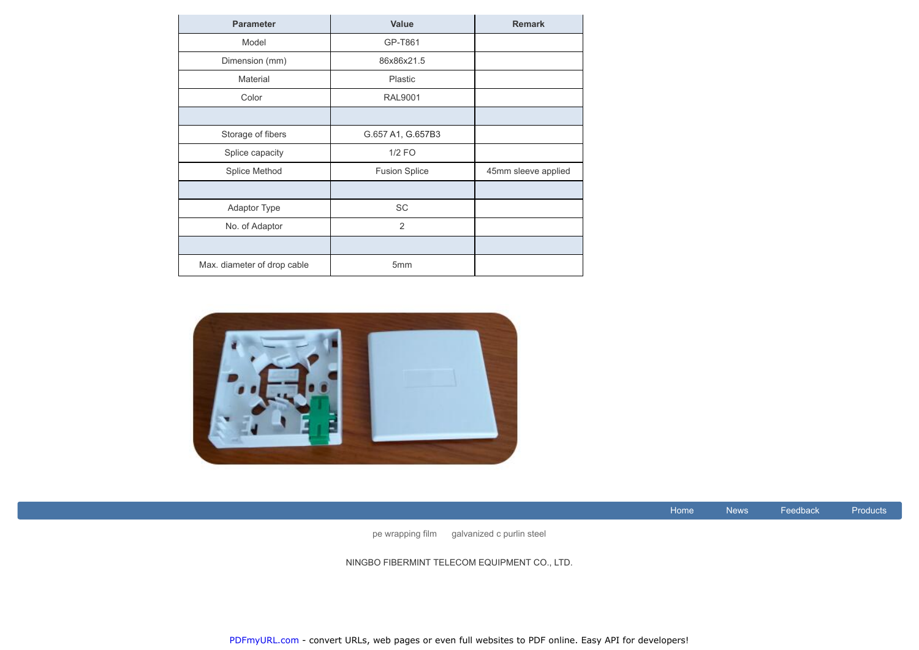| Parameter | Value | Remark |
|---|---|---|
| Model | GP-T861 | |
| Dimension (mm) | 86x86x21.5 | |
| Material | Plastic | |
| Color | RAL9001 | |
| | | |
| Storage of fibers | G.657 A1, G.657B3 | |
| Splice capacity | 1/2 FO | |
| Splice Method | Fusion Splice | 45mm sleeve applied |
| | | |
| Adaptor Type | SC | |
| No. of Adaptor | 2 | |
| | | |
| Max. diameter of drop cable | 5mm | |

Home News Feedback Products

pe wrapping film galvanized c purlin steel

NINGBO FIBERMINT TELECOM EQUIPMENT CO., LTD.